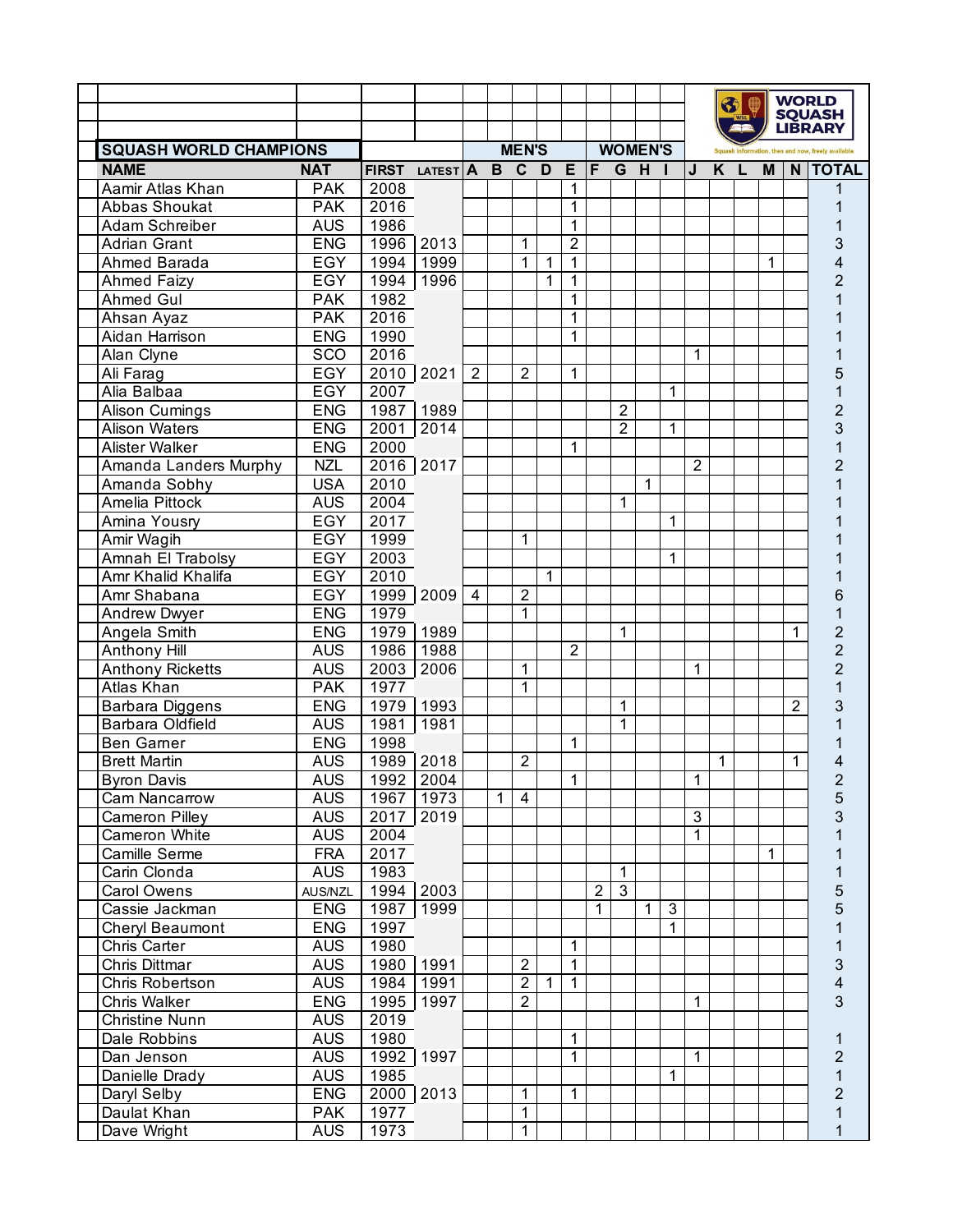| SQUASH WORLD CHAMPIONS | | | | MEN'S | | | | | WOMEN'S | | | | | | | | | | |
|---|---|---|---|---|---|---|---|---|---|---|---|---|---|---|---|---|---|---|---|
| NAME | NAT | FIRST | LATEST | A | B | C | D | E | F | G | H | I | J | K | L | M | N | TOTAL |
| Aamir Atlas Khan | PAK | 2008 | | | | | | 1 | | | | | | | | | | 1 |
| Abbas Shoukat | PAK | 2016 | | | | | | 1 | | | | | | | | | | 1 |
| Adam Schreiber | AUS | 1986 | | | | | | 1 | | | | | | | | | | 1 |
| Adrian Grant | ENG | 1996 | 2013 | | | 1 | | 2 | | | | | | | | | | 3 |
| Ahmed Barada | EGY | 1994 | 1999 | | | 1 | 1 | 1 | | | | | | | | 1 | | 4 |
| Ahmed Faizy | EGY | 1994 | 1996 | | | | 1 | 1 | | | | | | | | | | 2 |
| Ahmed Gul | PAK | 1982 | | | | | | 1 | | | | | | | | | | 1 |
| Ahsan Ayaz | PAK | 2016 | | | | | | 1 | | | | | | | | | | 1 |
| Aidan Harrison | ENG | 1990 | | | | | | 1 | | | | | | | | | | 1 |
| Alan Clyne | SCO | 2016 | | | | | | | | | | | 1 | | | | | 1 |
| Ali Farag | EGY | 2010 | 2021 | 2 | | 2 | | 1 | | | | | | | | | | 5 |
| Alia Balbaa | EGY | 2007 | | | | | | | | | | 1 | | | | | | 1 |
| Alison Cumings | ENG | 1987 | 1989 | | | | | | | 2 | | | | | | | | 2 |
| Alison Waters | ENG | 2001 | 2014 | | | | | | | 2 | | 1 | | | | | | 3 |
| Alister Walker | ENG | 2000 | | | | | | 1 | | | | | | | | | | 1 |
| Amanda Landers Murphy | NZL | 2016 | 2017 | | | | | | | | | | 2 | | | | | 2 |
| Amanda Sobhy | USA | 2010 | | | | | | | | | 1 | | | | | | | 1 |
| Amelia Pittock | AUS | 2004 | | | | | | | | 1 | | | | | | | | 1 |
| Amina Yousry | EGY | 2017 | | | | | | | | | | 1 | | | | | | 1 |
| Amir Wagih | EGY | 1999 | | | | 1 | | | | | | | | | | | | 1 |
| Amnah El Trabolsy | EGY | 2003 | | | | | | | | | | 1 | | | | | | 1 |
| Amr Khalid Khalifa | EGY | 2010 | | | | | 1 | | | | | | | | | | | 1 |
| Amr Shabana | EGY | 1999 | 2009 | 4 | | 2 | | | | | | | | | | | | 6 |
| Andrew Dwyer | ENG | 1979 | | | | 1 | | | | | | | | | | | | 1 |
| Angela Smith | ENG | 1979 | 1989 | | | | | | | 1 | | | | | | | 1 | 2 |
| Anthony Hill | AUS | 1986 | 1988 | | | | | 2 | | | | | | | | | | 2 |
| Anthony Ricketts | AUS | 2003 | 2006 | | | 1 | | | | | | | 1 | | | | | 2 |
| Atlas Khan | PAK | 1977 | | | | 1 | | | | | | | | | | | | 1 |
| Barbara Diggens | ENG | 1979 | 1993 | | | | | | | 1 | | | | | | | 2 | 3 |
| Barbara Oldfield | AUS | 1981 | 1981 | | | | | | | 1 | | | | | | | | 1 |
| Ben Garner | ENG | 1998 | | | | | | 1 | | | | | | | | | | 1 |
| Brett Martin | AUS | 1989 | 2018 | | | 2 | | | | | | | | 1 | | | 1 | 4 |
| Byron Davis | AUS | 1992 | 2004 | | | | | 1 | | | | | 1 | | | | | 2 |
| Cam Nancarrow | AUS | 1967 | 1973 | | 1 | 4 | | | | | | | | | | | | 5 |
| Cameron Pilley | AUS | 2017 | 2019 | | | | | | | | | | 3 | | | | | 3 |
| Cameron White | AUS | 2004 | | | | | | | | | | | 1 | | | | | 1 |
| Camille Serme | FRA | 2017 | | | | | | | | | | | | | | 1 | | 1 |
| Carin Clonda | AUS | 1983 | | | | | | | | 1 | | | | | | | | 1 |
| Carol Owens | AUS/NZL | 1994 | 2003 | | | | | | 2 | 3 | | | | | | | | 5 |
| Cassie Jackman | ENG | 1987 | 1999 | | | | | | 1 | | 1 | 3 | | | | | | 5 |
| Cheryl Beaumont | ENG | 1997 | | | | | | | | | | 1 | | | | | | 1 |
| Chris Carter | AUS | 1980 | | | | | | 1 | | | | | | | | | | 1 |
| Chris Dittmar | AUS | 1980 | 1991 | | | 2 | | 1 | | | | | | | | | | 3 |
| Chris Robertson | AUS | 1984 | 1991 | | | 2 | 1 | 1 | | | | | | | | | | 4 |
| Chris Walker | ENG | 1995 | 1997 | | | 2 | | | | | | | 1 | | | | | 3 |
| Christine Nunn | AUS | 2019 | | | | | | | | | | | | | | | | |
| Dale Robbins | AUS | 1980 | | | | | | 1 | | | | | | | | | | 1 |
| Dan Jenson | AUS | 1992 | 1997 | | | | | 1 | | | | | 1 | | | | | 2 |
| Danielle Drady | AUS | 1985 | | | | | | | | | | 1 | | | | | | 1 |
| Daryl Selby | ENG | 2000 | 2013 | | | 1 | | 1 | | | | | | | | | | 2 |
| Daulat Khan | PAK | 1977 | | | | 1 | | | | | | | | | | | | 1 |
| Dave Wright | AUS | 1973 | | | | 1 | | | | | | | | | | | | 1 |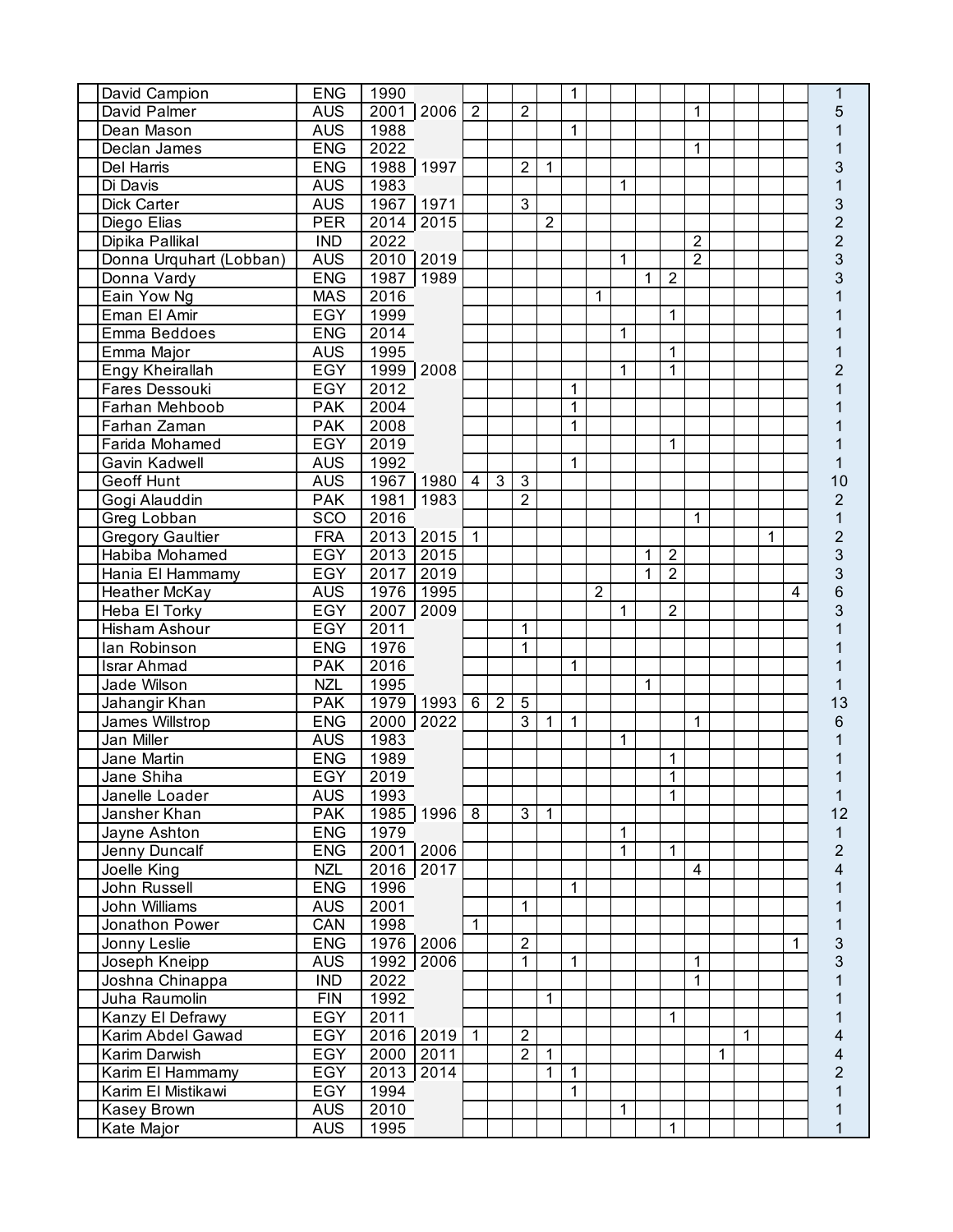| | | | | | | | | | | | | | | | | | | | |
|---|---|---|---|---|---|---|---|---|---|---|---|---|---|---|---|---|---|---|---|
| | David Campion | ENG | 1990 | | | | | | 1 | | | | | | | | | | 1 |
| | David Palmer | AUS | 2001 | 2006 | 2 | | 2 | | | | | | | 1 | | | | | 5 |
| | Dean Mason | AUS | 1988 | | | | | | 1 | | | | | | | | | | 1 |
| | Declan James | ENG | 2022 | | | | | | | | | | | 1 | | | | | 1 |
| | Del Harris | ENG | 1988 | 1997 | | | 2 | 1 | | | | | | | | | | | 3 |
| | Di Davis | AUS | 1983 | | | | | | | | 1 | | | | | | | | 1 |
| | Dick Carter | AUS | 1967 | 1971 | | | 3 | | | | | | | | | | | | 3 |
| | Diego Elias | PER | 2014 | 2015 | | | | 2 | | | | | | | | | | | 2 |
| | Dipika Pallikal | IND | 2022 | | | | | | | | | | | 2 | | | | | 2 |
| | Donna Urquhart (Lobban) | AUS | 2010 | 2019 | | | | | | | 1 | | | 2 | | | | | 3 |
| | Donna Vardy | ENG | 1987 | 1989 | | | | | | | | 1 | 2 | | | | | | 3 |
| | Eain Yow Ng | MAS | 2016 | | | | | | | 1 | | | | | | | | | 1 |
| | Eman El Amir | EGY | 1999 | | | | | | | | | | 1 | | | | | | 1 |
| | Emma Beddoes | ENG | 2014 | | | | | | | | 1 | | | | | | | | 1 |
| | Emma Major | AUS | 1995 | | | | | | | | | | 1 | | | | | | 1 |
| | Engy Kheirallah | EGY | 1999 | 2008 | | | | | | | 1 | | 1 | | | | | | 2 |
| | Fares Dessouki | EGY | 2012 | | | | | | 1 | | | | | | | | | | 1 |
| | Farhan Mehboob | PAK | 2004 | | | | | | 1 | | | | | | | | | | 1 |
| | Farhan Zaman | PAK | 2008 | | | | | | 1 | | | | | | | | | | 1 |
| | Farida Mohamed | EGY | 2019 | | | | | | | | | | 1 | | | | | | 1 |
| | Gavin Kadwell | AUS | 1992 | | | | | | 1 | | | | | | | | | | 1 |
| | Geoff Hunt | AUS | 1967 | 1980 | 4 | 3 | 3 | | | | | | | | | | | | 10 |
| | Gogi Alauddin | PAK | 1981 | 1983 | | | 2 | | | | | | | | | | | | 2 |
| | Greg Lobban | SCO | 2016 | | | | | | | | | | | 1 | | | | | 1 |
| | Gregory Gaultier | FRA | 2013 | 2015 | 1 | | | | | | | | | | | | 1 | | 2 |
| | Habiba Mohamed | EGY | 2013 | 2015 | | | | | | | | 1 | 2 | | | | | | 3 |
| | Hania El Hammamy | EGY | 2017 | 2019 | | | | | | | | 1 | 2 | | | | | | 3 |
| | Heather McKay | AUS | 1976 | 1995 | | | | | | 2 | | | | | | | | 4 | 6 |
| | Heba El Torky | EGY | 2007 | 2009 | | | | | | | 1 | | 2 | | | | | | 3 |
| | Hisham Ashour | EGY | 2011 | | | | 1 | | | | | | | | | | | | 1 |
| | Ian Robinson | ENG | 1976 | | | | 1 | | | | | | | | | | | | 1 |
| | Israr Ahmad | PAK | 2016 | | | | | | 1 | | | | | | | | | | 1 |
| | Jade Wilson | NZL | 1995 | | | | | | | | | 1 | | | | | | | 1 |
| | Jahangir Khan | PAK | 1979 | 1993 | 6 | 2 | 5 | | | | | | | | | | | | 13 |
| | James Willstrop | ENG | 2000 | 2022 | | | 3 | 1 | 1 | | | | | 1 | | | | | 6 |
| | Jan Miller | AUS | 1983 | | | | | | | | 1 | | | | | | | | 1 |
| | Jane Martin | ENG | 1989 | | | | | | | | | | 1 | | | | | | 1 |
| | Jane Shiha | EGY | 2019 | | | | | | | | | | 1 | | | | | | 1 |
| | Janelle Loader | AUS | 1993 | | | | | | | | | | 1 | | | | | | 1 |
| | Jansher Khan | PAK | 1985 | 1996 | 8 | | 3 | 1 | | | | | | | | | | | 12 |
| | Jayne Ashton | ENG | 1979 | | | | | | | | 1 | | | | | | | | 1 |
| | Jenny Duncalf | ENG | 2001 | 2006 | | | | | | | 1 | | 1 | | | | | | 2 |
| | Joelle King | NZL | 2016 | 2017 | | | | | | | | | | 4 | | | | | 4 |
| | John Russell | ENG | 1996 | | | | | | 1 | | | | | | | | | | 1 |
| | John Williams | AUS | 2001 | | | | 1 | | | | | | | | | | | | 1 |
| | Jonathon Power | CAN | 1998 | | 1 | | | | | | | | | | | | | | 1 |
| | Jonny Leslie | ENG | 1976 | 2006 | | | 2 | | | | | | | | | | | 1 | 3 |
| | Joseph Kneipp | AUS | 1992 | 2006 | | | 1 | | 1 | | | | | 1 | | | | | 3 |
| | Joshna Chinappa | IND | 2022 | | | | | | | | | | | 1 | | | | | 1 |
| | Juha Raumolin | FIN | 1992 | | | | | 1 | | | | | | | | | | | 1 |
| | Kanzy El Defrawy | EGY | 2011 | | | | | | | | | | 1 | | | | | | 1 |
| | Karim Abdel Gawad | EGY | 2016 | 2019 | 1 | | 2 | | | | | | | | | 1 | | | 4 |
| | Karim Darwish | EGY | 2000 | 2011 | | | 2 | 1 | | | | | | | 1 | | | | 4 |
| | Karim El Hammamy | EGY | 2013 | 2014 | | | | 1 | 1 | | | | | | | | | | 2 |
| | Karim El Mistikawi | EGY | 1994 | | | | | | 1 | | | | | | | | | | 1 |
| | Kasey Brown | AUS | 2010 | | | | | | | | 1 | | | | | | | | 1 |
| | Kate Major | AUS | 1995 | | | | | | | | | | 1 | | | | | | 1 |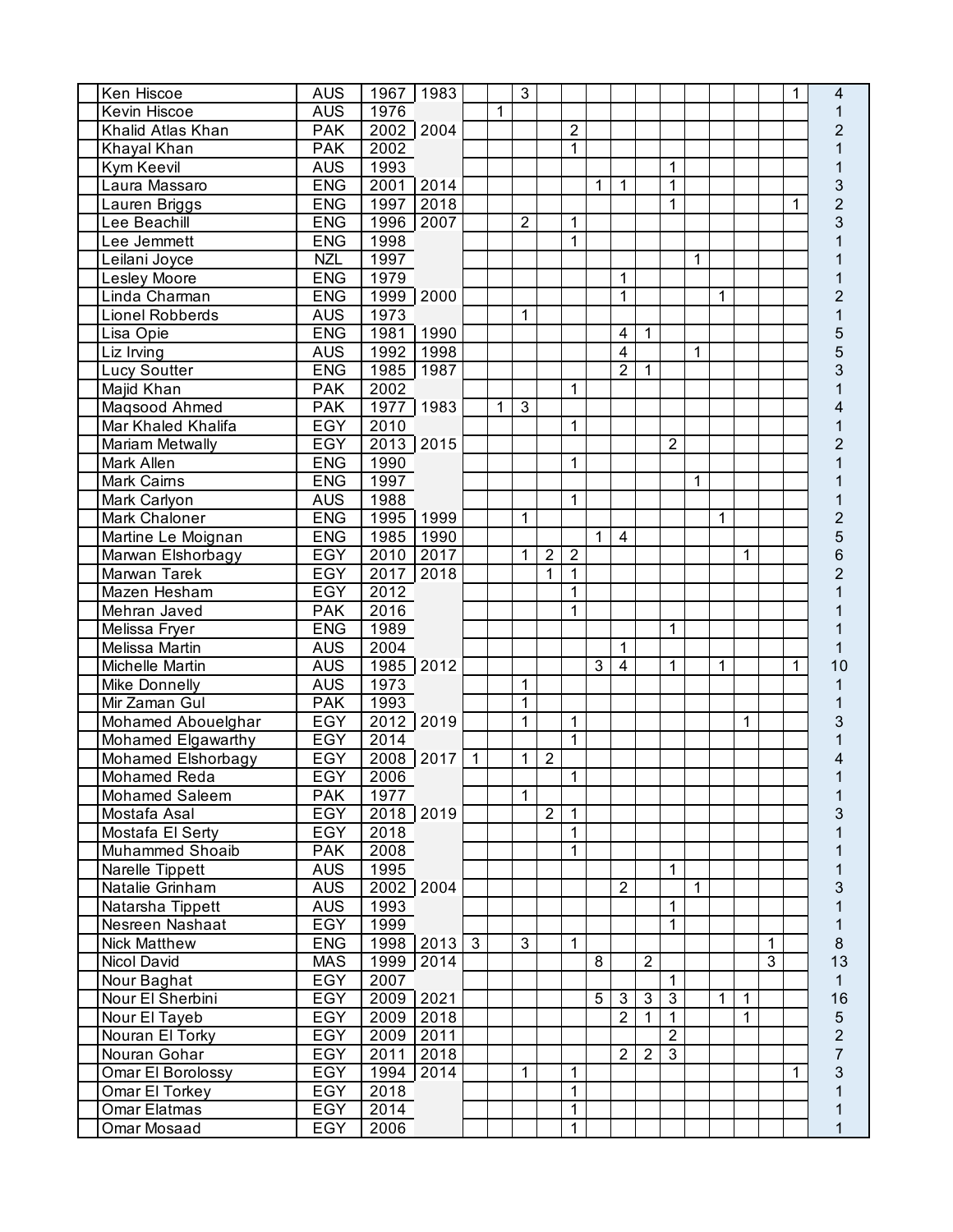| | | | | | | | | | | | | | | | | | | | |
|---|---|---|---|---|---|---|---|---|---|---|---|---|---|---|---|---|---|---|---|
| | Ken Hiscoe | AUS | 1967 | 1983 | | | 3 | | | | | | | | | | | 1 | 4 |
| | Kevin Hiscoe | AUS | 1976 | | | 1 | | | | | | | | | | | | | 1 |
| | Khalid Atlas Khan | PAK | 2002 | 2004 | | | | | 2 | | | | | | | | | | 2 |
| | Khayal Khan | PAK | 2002 | | | | | | 1 | | | | | | | | | | 1 |
| | Kym Keevil | AUS | 1993 | | | | | | | | | | 1 | | | | | | 1 |
| | Laura Massaro | ENG | 2001 | 2014 | | | | | | 1 | 1 | | 1 | | | | | | 3 |
| | Lauren Briggs | ENG | 1997 | 2018 | | | | | | | | | 1 | | | | | 1 | 2 |
| | Lee Beachill | ENG | 1996 | 2007 | | | 2 | | 1 | | | | | | | | | | 3 |
| | Lee Jemmett | ENG | 1998 | | | | | | 1 | | | | | | | | | | 1 |
| | Leilani Joyce | NZL | 1997 | | | | | | | | | | | 1 | | | | | 1 |
| | Lesley Moore | ENG | 1979 | | | | | | | | 1 | | | | | | | | 1 |
| | Linda Charman | ENG | 1999 | 2000 | | | | | | | 1 | | | | 1 | | | | 2 |
| | Lionel Robberds | AUS | 1973 | | | | 1 | | | | | | | | | | | | 1 |
| | Lisa Opie | ENG | 1981 | 1990 | | | | | | | 4 | 1 | | | | | | | 5 |
| | Liz Irving | AUS | 1992 | 1998 | | | | | | | 4 | | | 1 | | | | | 5 |
| | Lucy Soutter | ENG | 1985 | 1987 | | | | | | | 2 | 1 | | | | | | | 3 |
| | Majid Khan | PAK | 2002 | | | | | | 1 | | | | | | | | | | 1 |
| | Maqsood Ahmed | PAK | 1977 | 1983 | | 1 | 3 | | | | | | | | | | | | 4 |
| | Mar Khaled Khalifa | EGY | 2010 | | | | | | 1 | | | | | | | | | | 1 |
| | Mariam Metwally | EGY | 2013 | 2015 | | | | | | | | | 2 | | | | | | 2 |
| | Mark Allen | ENG | 1990 | | | | | | 1 | | | | | | | | | | 1 |
| | Mark Cairns | ENG | 1997 | | | | | | | | | | | 1 | | | | | 1 |
| | Mark Carlyon | AUS | 1988 | | | | | | 1 | | | | | | | | | | 1 |
| | Mark Chaloner | ENG | 1995 | 1999 | | | 1 | | | | | | | | 1 | | | | 2 |
| | Martine Le Moignan | ENG | 1985 | 1990 | | | | | | 1 | 4 | | | | | | | | 5 |
| | Marwan Elshorbagy | EGY | 2010 | 2017 | | | 1 | 2 | 2 | | | | | | | 1 | | | 6 |
| | Marwan Tarek | EGY | 2017 | 2018 | | | | 1 | 1 | | | | | | | | | | 2 |
| | Mazen Hesham | EGY | 2012 | | | | | | 1 | | | | | | | | | | 1 |
| | Mehran Javed | PAK | 2016 | | | | | | 1 | | | | | | | | | | 1 |
| | Melissa Fryer | ENG | 1989 | | | | | | | | | | 1 | | | | | | 1 |
| | Melissa Martin | AUS | 2004 | | | | | | | | 1 | | | | | | | | 1 |
| | Michelle Martin | AUS | 1985 | 2012 | | | | | | 3 | 4 | | 1 | | 1 | | | 1 | 10 |
| | Mike Donnelly | AUS | 1973 | | | | 1 | | | | | | | | | | | | 1 |
| | Mir Zaman Gul | PAK | 1993 | | | | 1 | | | | | | | | | | | | 1 |
| | Mohamed Abouelghar | EGY | 2012 | 2019 | | | 1 | | 1 | | | | | | | 1 | | | 3 |
| | Mohamed Elgawarthy | EGY | 2014 | | | | | | 1 | | | | | | | | | | 1 |
| | Mohamed Elshorbagy | EGY | 2008 | 2017 | 1 | | 1 | 2 | | | | | | | | | | | 4 |
| | Mohamed Reda | EGY | 2006 | | | | | | 1 | | | | | | | | | | 1 |
| | Mohamed Saleem | PAK | 1977 | | | | 1 | | | | | | | | | | | | 1 |
| | Mostafa Asal | EGY | 2018 | 2019 | | | | 2 | 1 | | | | | | | | | | 3 |
| | Mostafa El Serty | EGY | 2018 | | | | | | 1 | | | | | | | | | | 1 |
| | Muhammed Shoaib | PAK | 2008 | | | | | | 1 | | | | | | | | | | 1 |
| | Narelle Tippett | AUS | 1995 | | | | | | | | | | 1 | | | | | | 1 |
| | Natalie Grinham | AUS | 2002 | 2004 | | | | | | | 2 | | | 1 | | | | | 3 |
| | Natarsha Tippett | AUS | 1993 | | | | | | | | | | 1 | | | | | | 1 |
| | Nesreen Nashaat | EGY | 1999 | | | | | | | | | | 1 | | | | | | 1 |
| | Nick Matthew | ENG | 1998 | 2013 | 3 | | 3 | | 1 | | | | | | | | 1 | | 8 |
| | Nicol David | MAS | 1999 | 2014 | | | | | | 8 | | 2 | | | | | 3 | | 13 |
| | Nour Baghat | EGY | 2007 | | | | | | | | | | 1 | | | | | | 1 |
| | Nour El Sherbini | EGY | 2009 | 2021 | | | | | | 5 | 3 | 3 | 3 | | 1 | 1 | | | 16 |
| | Nour El Tayeb | EGY | 2009 | 2018 | | | | | | | 2 | 1 | 1 | | | 1 | | | 5 |
| | Nouran El Torky | EGY | 2009 | 2011 | | | | | | | | | 2 | | | | | | 2 |
| | Nouran Gohar | EGY | 2011 | 2018 | | | | | | | 2 | 2 | 3 | | | | | | 7 |
| | Omar El Borolossy | EGY | 1994 | 2014 | | | 1 | | 1 | | | | | | | | | 1 | 3 |
| | Omar El Torkey | EGY | 2018 | | | | | | 1 | | | | | | | | | | 1 |
| | Omar Elatmas | EGY | 2014 | | | | | | 1 | | | | | | | | | | 1 |
| | Omar Mosaad | EGY | 2006 | | | | | | 1 | | | | | | | | | | 1 |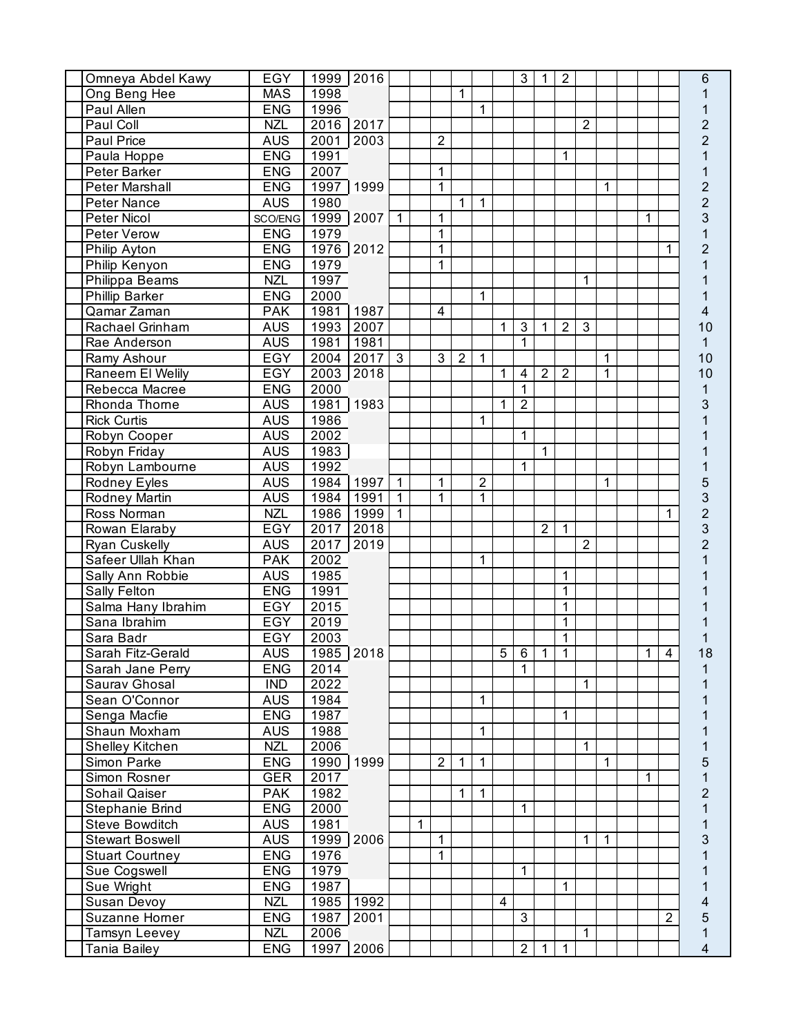| | | | | | | | | | | | | | | | | | | |
|---|---|---|---|---|---|---|---|---|---|---|---|---|---|---|---|---|---|---|
| Omneya Abdel Kawy | EGY | 1999 | 2016 | | | | | | | 3 | 1 | 2 | | | | | | 6 |
| Ong Beng Hee | MAS | 1998 | | | | | 1 | | | | | | | | | | | 1 |
| Paul Allen | ENG | 1996 | | | | | | 1 | | | | | | | | | | 1 |
| Paul Coll | NZL | 2016 | 2017 | | | | | | | | | | 2 | | | | | 2 |
| Paul Price | AUS | 2001 | 2003 | | | 2 | | | | | | | | | | | | 2 |
| Paula Hoppe | ENG | 1991 | | | | | | | | | | 1 | | | | | | 1 |
| Peter Barker | ENG | 2007 | | | | 1 | | | | | | | | | | | | 1 |
| Peter Marshall | ENG | 1997 | 1999 | | | 1 | | | | | | | | 1 | | | | 2 |
| Peter Nance | AUS | 1980 | | | | | 1 | 1 | | | | | | | | | | 2 |
| Peter Nicol | SCO/ENG | 1999 | 2007 | 1 | | 1 | | | | | | | | | | 1 | | 3 |
| Peter Verow | ENG | 1979 | | | | 1 | | | | | | | | | | | | 1 |
| Philip Ayton | ENG | 1976 | 2012 | | | 1 | | | | | | | | | | | 1 | 2 |
| Philip Kenyon | ENG | 1979 | | | | 1 | | | | | | | | | | | | 1 |
| Philippa Beams | NZL | 1997 | | | | | | | | | | | 1 | | | | | 1 |
| Phillip Barker | ENG | 2000 | | | | | | 1 | | | | | | | | | | 1 |
| Qamar Zaman | PAK | 1981 | 1987 | | | 4 | | | | | | | | | | | | 4 |
| Rachael Grinham | AUS | 1993 | 2007 | | | | | | 1 | 3 | 1 | 2 | 3 | | | | | 10 |
| Rae Anderson | AUS | 1981 | 1981 | | | | | | | 1 | | | | | | | | 1 |
| Ramy Ashour | EGY | 2004 | 2017 | 3 | | 3 | 2 | 1 | | | | | | 1 | | | | 10 |
| Raneem El Welily | EGY | 2003 | 2018 | | | | | | 1 | 4 | 2 | 2 | | 1 | | | | 10 |
| Rebecca Macree | ENG | 2000 | | | | | | | | 1 | | | | | | | | 1 |
| Rhonda Thorne | AUS | 1981 | 1983 | | | | | | 1 | 2 | | | | | | | | 3 |
| Rick Curtis | AUS | 1986 | | | | | | 1 | | | | | | | | | | 1 |
| Robyn Cooper | AUS | 2002 | | | | | | | | 1 | | | | | | | | 1 |
| Robyn Friday | AUS | 1983 | | | | | | | | | 1 | | | | | | | 1 |
| Robyn Lambourne | AUS | 1992 | | | | | | | | 1 | | | | | | | | 1 |
| Rodney Eyles | AUS | 1984 | 1997 | 1 | | 1 | | 2 | | | | | | 1 | | | | 5 |
| Rodney Martin | AUS | 1984 | 1991 | 1 | | 1 | | 1 | | | | | | | | | | 3 |
| Ross Norman | NZL | 1986 | 1999 | 1 | | | | | | | | | | | | | 1 | 2 |
| Rowan Elaraby | EGY | 2017 | 2018 | | | | | | | | 2 | 1 | | | | | | 3 |
| Ryan Cuskelly | AUS | 2017 | 2019 | | | | | | | | | | 2 | | | | | 2 |
| Safeer Ullah Khan | PAK | 2002 | | | | | | 1 | | | | | | | | | | 1 |
| Sally Ann Robbie | AUS | 1985 | | | | | | | | | | 1 | | | | | | 1 |
| Sally Felton | ENG | 1991 | | | | | | | | | | 1 | | | | | | 1 |
| Salma Hany Ibrahim | EGY | 2015 | | | | | | | | | | 1 | | | | | | 1 |
| Sana Ibrahim | EGY | 2019 | | | | | | | | | | 1 | | | | | | 1 |
| Sara Badr | EGY | 2003 | | | | | | | | | | 1 | | | | | | 1 |
| Sarah Fitz-Gerald | AUS | 1985 | 2018 | | | | | | 5 | 6 | 1 | 1 | | | | 1 | 4 | 18 |
| Sarah Jane Perry | ENG | 2014 | | | | | | | | 1 | | | | | | | | 1 |
| Saurav Ghosal | IND | 2022 | | | | | | | | | | | 1 | | | | | 1 |
| Sean O'Connor | AUS | 1984 | | | | | | 1 | | | | | | | | | | 1 |
| Senga Macfie | ENG | 1987 | | | | | | | | | | 1 | | | | | | 1 |
| Shaun Moxham | AUS | 1988 | | | | | | 1 | | | | | | | | | | 1 |
| Shelley Kitchen | NZL | 2006 | | | | | | | | | | | 1 | | | | | 1 |
| Simon Parke | ENG | 1990 | 1999 | | | 2 | 1 | 1 | | | | | | 1 | | | | 5 |
| Simon Rosner | GER | 2017 | | | | | | | | | | | | | | 1 | | 1 |
| Sohail Qaiser | PAK | 1982 | | | | | 1 | 1 | | | | | | | | | | 2 |
| Stephanie Brind | ENG | 2000 | | | | | | | | 1 | | | | | | | | 1 |
| Steve Bowditch | AUS | 1981 | | | 1 | | | | | | | | | | | | | 1 |
| Stewart Boswell | AUS | 1999 | 2006 | | | 1 | | | | | | | 1 | 1 | | | | 3 |
| Stuart Courtney | ENG | 1976 | | | | 1 | | | | | | | | | | | | 1 |
| Sue Cogswell | ENG | 1979 | | | | | | | | 1 | | | | | | | | 1 |
| Sue Wright | ENG | 1987 | | | | | | | | | | 1 | | | | | | 1 |
| Susan Devoy | NZL | 1985 | 1992 | | | | | | 4 | | | | | | | | | 4 |
| Suzanne Horner | ENG | 1987 | 2001 | | | | | | | 3 | | | | | | | 2 | 5 |
| Tamsyn Leevey | NZL | 2006 | | | | | | | | | | | 1 | | | | | 1 |
| Tania Bailey | ENG | 1997 | 2006 | | | | | | | 2 | 1 | 1 | | | | | | 4 |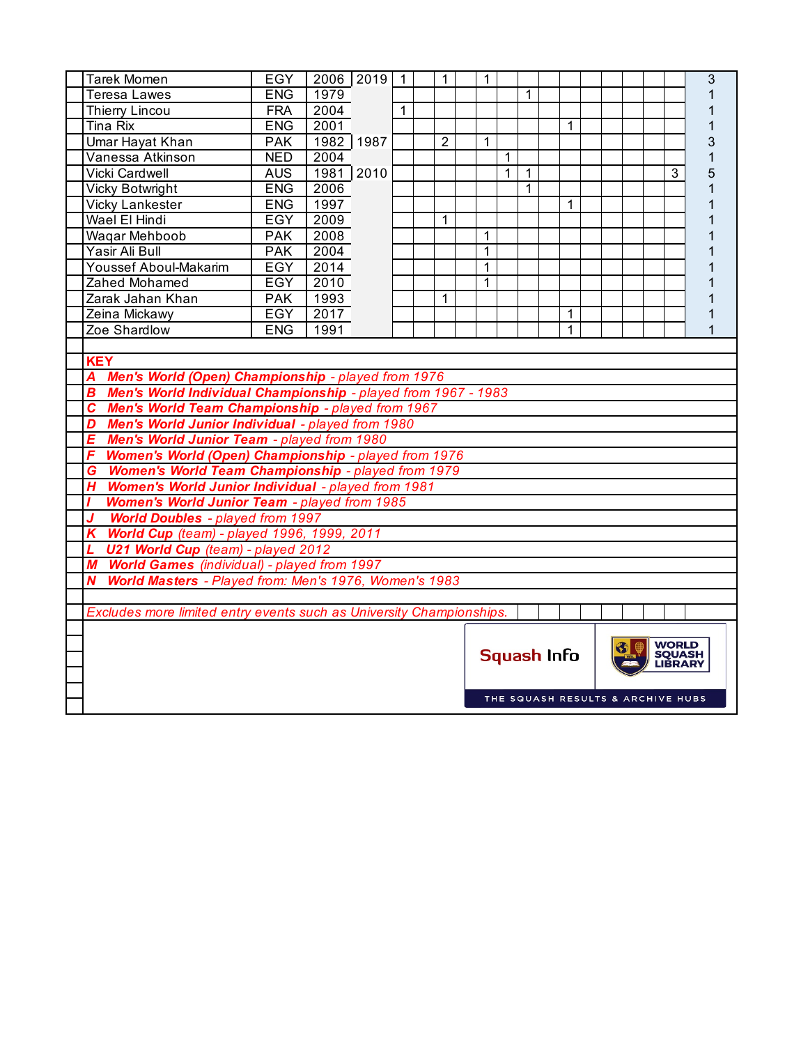| | | | | | | | | | | | | | | | | | | |
|---|---|---|---|---|---|---|---|---|---|---|---|---|---|---|---|---|---|---|
| Tarek Momen | EGY | 2006 | 2019 | 1 | | 1 | | 1 | | | | | | | | | | 3 |
| Teresa Lawes | ENG | 1979 | | | | | | | | 1 | | | | | | | | 1 |
| Thierry Lincou | FRA | 2004 | | 1 | | | | | | | | | | | | | | 1 |
| Tina Rix | ENG | 2001 | | | | | | | | | | 1 | | | | | | 1 |
| Umar Hayat Khan | PAK | 1982 | 1987 | | | 2 | | 1 | | | | | | | | | | 3 |
| Vanessa Atkinson | NED | 2004 | | | | | | | 1 | | | | | | | | | 1 |
| Vicki Cardwell | AUS | 1981 | 2010 | | | | | | 1 | 1 | | | | | | | 3 | 5 |
| Vicky Botwright | ENG | 2006 | | | | | | | | 1 | | | | | | | | 1 |
| Vicky Lankester | ENG | 1997 | | | | | | | | | | 1 | | | | | | 1 |
| Wael El Hindi | EGY | 2009 | | | | 1 | | | | | | | | | | | | 1 |
| Waqar Mehboob | PAK | 2008 | | | | | | 1 | | | | | | | | | | 1 |
| Yasir Ali Bull | PAK | 2004 | | | | | | 1 | | | | | | | | | | 1 |
| Youssef Aboul-Makarim | EGY | 2014 | | | | | | 1 | | | | | | | | | | 1 |
| Zahed Mohamed | EGY | 2010 | | | | | | 1 | | | | | | | | | | 1 |
| Zarak Jahan Khan | PAK | 1993 | | | | 1 | | | | | | | | | | | | 1 |
| Zeina Mickawy | EGY | 2017 | | | | | | | | | | 1 | | | | | | 1 |
| Zoe Shardlow | ENG | 1991 | | | | | | | | | | 1 | | | | | | 1 |

**KEY**

- ***A* *Men's World (Open) Championship*** *- played from 1976*
- ***B* *Men's World Individual Championship*** *- played from 1967 - 1983*
- ***C* *Men's World Team Championship*** *- played from 1967*
- ***D* *Men's World Junior Individual*** *- played from 1980*
- ***E* *Men's World Junior Team*** *- played from 1980*
- ***F* *Women's World (Open) Championship*** *- played from 1976*
- ***G* *Women's World Team Championship*** *- played from 1979*
- ***H* *Women's World Junior Individual*** *- played from 1981*
- ***I* *Women's World Junior Team*** *- played from 1985*
- ***J* *World Doubles*** *- played from 1997*
- ***K* *World Cup*** *(team) - played 1996, 1999, 2011*
- ***L* *U21 World Cup*** *(team) - played 2012*
- ***M* *World Games*** *(individual) - played from 1997*
- ***N* *World Masters*** *- Played from: Men's 1976, Women's 1983*

*Excludes more limited entry events such as University Championships.*

Squash Info | WORLD SQUASH LIBRARY

THE SQUASH RESULTS & ARCHIVE HUBS